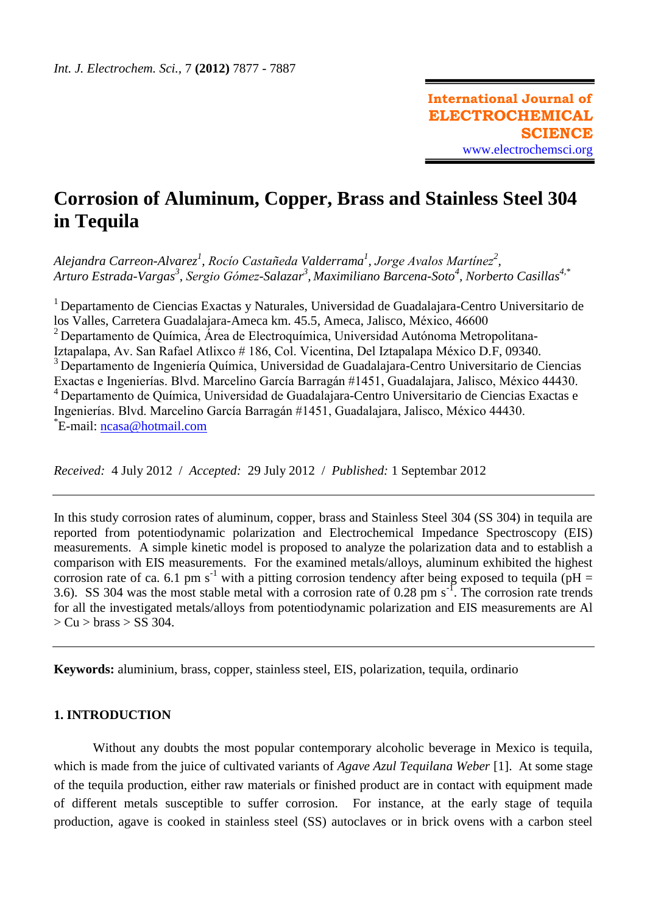International Journal of ELECTROCHEMICAL SCIENCE
www.electrochemsci.org

# Corrosion of Aluminum, Copper, Brass and Stainless Steel 304 in Tequila

*Alejandra Carreon-Alvarez[1], Rocío Castañeda Valderrama[1], Jorge Avalos Martínez[2], Arturo Estrada-Vargas[3], Sergio Gómez-Salazar[3], Maximiliano Barcena-Soto[4], Norberto Casillas[4,*]*

[1] Departamento de Ciencias Exactas y Naturales, Universidad de Guadalajara-Centro Universitario de los Valles, Carretera Guadalajara-Ameca km. 45.5, Ameca, Jalisco, México, 46600
[2] Departamento de Química, Área de Electroquímica, Universidad Autónoma Metropolitana-Iztapalapa, Av. San Rafael Atlixco # 186, Col. Vicentina, Del Iztapalapa México D.F, 09340.
[3] Departamento de Ingeniería Química, Universidad de Guadalajara-Centro Universitario de Ciencias Exactas e Ingenierías. Blvd. Marcelino García Barragán #1451, Guadalajara, Jalisco, México 44430.
[4] Departamento de Química, Universidad de Guadalajara-Centro Universitario de Ciencias Exactas e Ingenierías. Blvd. Marcelino García Barragán #1451, Guadalajara, Jalisco, México 44430.
[*]E-mail: ncasa@hotmail.com

*Received:* 4 July 2012 / *Accepted:* 29 July 2012 / *Published:* 1 Septembar 2012

In this study corrosion rates of aluminum, copper, brass and Stainless Steel 304 (SS 304) in tequila are reported from potentiodynamic polarization and Electrochemical Impedance Spectroscopy (EIS) measurements. A simple kinetic model is proposed to analyze the polarization data and to establish a comparison with EIS measurements. For the examined metals/alloys, aluminum exhibited the highest corrosion rate of ca. 6.1 pm $s^{-1}$ with a pitting corrosion tendency after being exposed to tequila (pH = 3.6). SS 304 was the most stable metal with a corrosion rate of 0.28 pm $s^{-1}$. The corrosion rate trends for all the investigated metals/alloys from potentiodynamic polarization and EIS measurements are Al > Cu > brass > SS 304.

**Keywords:** aluminium, brass, copper, stainless steel, EIS, polarization, tequila, ordinario

## 1. INTRODUCTION

Without any doubts the most popular contemporary alcoholic beverage in Mexico is tequila, which is made from the juice of cultivated variants of *Agave Azul Tequilana Weber* [1]. At some stage of the tequila production, either raw materials or finished product are in contact with equipment made of different metals susceptible to suffer corrosion. For instance, at the early stage of tequila production, agave is cooked in stainless steel (SS) autoclaves or in brick ovens with a carbon steel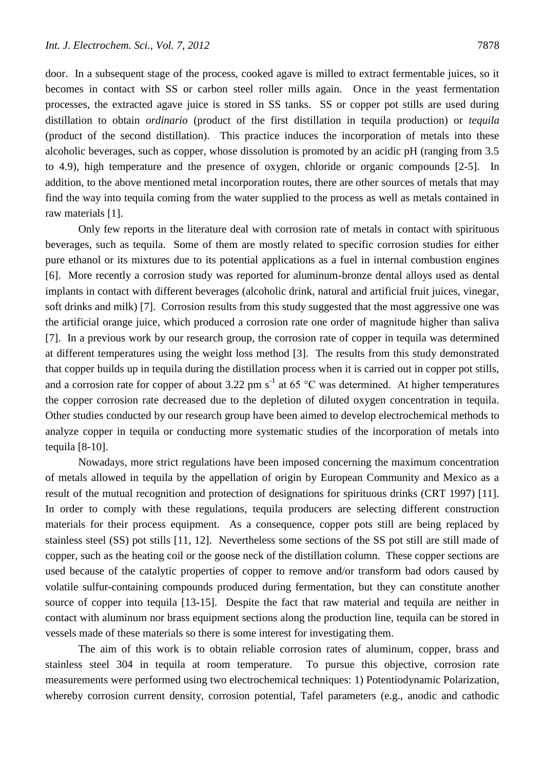door. In a subsequent stage of the process, cooked agave is milled to extract fermentable juices, so it becomes in contact with SS or carbon steel roller mills again. Once in the yeast fermentation processes, the extracted agave juice is stored in SS tanks. SS or copper pot stills are used during distillation to obtain *ordinario* (product of the first distillation in tequila production) or *tequila* (product of the second distillation). This practice induces the incorporation of metals into these alcoholic beverages, such as copper, whose dissolution is promoted by an acidic pH (ranging from 3.5 to 4.9), high temperature and the presence of oxygen, chloride or organic compounds [2-5]. In addition, to the above mentioned metal incorporation routes, there are other sources of metals that may find the way into tequila coming from the water supplied to the process as well as metals contained in raw materials [1].

Only few reports in the literature deal with corrosion rate of metals in contact with spirituous beverages, such as tequila. Some of them are mostly related to specific corrosion studies for either pure ethanol or its mixtures due to its potential applications as a fuel in internal combustion engines [6]. More recently a corrosion study was reported for aluminum-bronze dental alloys used as dental implants in contact with different beverages (alcoholic drink, natural and artificial fruit juices, vinegar, soft drinks and milk) [7]. Corrosion results from this study suggested that the most aggressive one was the artificial orange juice, which produced a corrosion rate one order of magnitude higher than saliva [7]. In a previous work by our research group, the corrosion rate of copper in tequila was determined at different temperatures using the weight loss method [3]. The results from this study demonstrated that copper builds up in tequila during the distillation process when it is carried out in copper pot stills, and a corrosion rate for copper of about 3.22 pm $s^{-1}$ at 65 °C was determined. At higher temperatures the copper corrosion rate decreased due to the depletion of diluted oxygen concentration in tequila. Other studies conducted by our research group have been aimed to develop electrochemical methods to analyze copper in tequila or conducting more systematic studies of the incorporation of metals into tequila [8-10].

Nowadays, more strict regulations have been imposed concerning the maximum concentration of metals allowed in tequila by the appellation of origin by European Community and Mexico as a result of the mutual recognition and protection of designations for spirituous drinks (CRT 1997) [11]. In order to comply with these regulations, tequila producers are selecting different construction materials for their process equipment. As a consequence, copper pots still are being replaced by stainless steel (SS) pot stills [11, 12]. Nevertheless some sections of the SS pot still are still made of copper, such as the heating coil or the goose neck of the distillation column. These copper sections are used because of the catalytic properties of copper to remove and/or transform bad odors caused by volatile sulfur-containing compounds produced during fermentation, but they can constitute another source of copper into tequila [13-15]. Despite the fact that raw material and tequila are neither in contact with aluminum nor brass equipment sections along the production line, tequila can be stored in vessels made of these materials so there is some interest for investigating them.

The aim of this work is to obtain reliable corrosion rates of aluminum, copper, brass and stainless steel 304 in tequila at room temperature. To pursue this objective, corrosion rate measurements were performed using two electrochemical techniques: 1) Potentiodynamic Polarization, whereby corrosion current density, corrosion potential, Tafel parameters (e.g., anodic and cathodic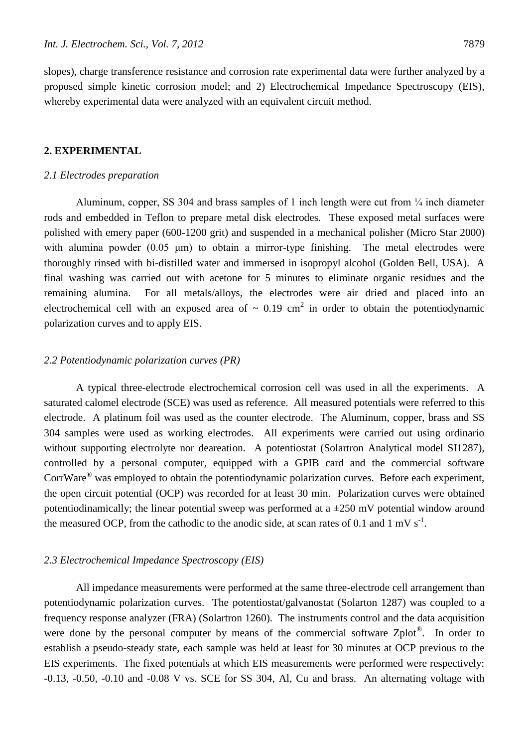slopes), charge transference resistance and corrosion rate experimental data were further analyzed by a proposed simple kinetic corrosion model; and 2) Electrochemical Impedance Spectroscopy (EIS), whereby experimental data were analyzed with an equivalent circuit method.

## 2. EXPERIMENTAL

### *2.1 Electrodes preparation*

Aluminum, copper, SS 304 and brass samples of 1 inch length were cut from ¼ inch diameter rods and embedded in Teflon to prepare metal disk electrodes. These exposed metal surfaces were polished with emery paper (600-1200 grit) and suspended in a mechanical polisher (Micro Star 2000) with alumina powder (0.05 μm) to obtain a mirror-type finishing. The metal electrodes were thoroughly rinsed with bi-distilled water and immersed in isopropyl alcohol (Golden Bell, USA). A final washing was carried out with acetone for 5 minutes to eliminate organic residues and the remaining alumina. For all metals/alloys, the electrodes were air dried and placed into an electrochemical cell with an exposed area of ~ 0.19 $cm^2$ in order to obtain the potentiodynamic polarization curves and to apply EIS.

### *2.2 Potentiodynamic polarization curves (PR)*

A typical three-electrode electrochemical corrosion cell was used in all the experiments. A saturated calomel electrode (SCE) was used as reference. All measured potentials were referred to this electrode. A platinum foil was used as the counter electrode. The Aluminum, copper, brass and SS 304 samples were used as working electrodes. All experiments were carried out using ordinario without supporting electrolyte nor deareation. A potentiostat (Solartron Analytical model SI1287), controlled by a personal computer, equipped with a GPIB card and the commercial software CorrWare® was employed to obtain the potentiodynamic polarization curves. Before each experiment, the open circuit potential (OCP) was recorded for at least 30 min. Polarization curves were obtained potentiodinamically; the linear potential sweep was performed at a ±250 mV potential window around the measured OCP, from the cathodic to the anodic side, at scan rates of 0.1 and 1 mV $s^{-1}$.

### *2.3 Electrochemical Impedance Spectroscopy (EIS)*

All impedance measurements were performed at the same three-electrode cell arrangement than potentiodynamic polarization curves. The potentiostat/galvanostat (Solarton 1287) was coupled to a frequency response analyzer (FRA) (Solartron 1260). The instruments control and the data acquisition were done by the personal computer by means of the commercial software Zplot®. In order to establish a pseudo-steady state, each sample was held at least for 30 minutes at OCP previous to the EIS experiments. The fixed potentials at which EIS measurements were performed were respectively: -0.13, -0.50, -0.10 and -0.08 V vs. SCE for SS 304, Al, Cu and brass. An alternating voltage with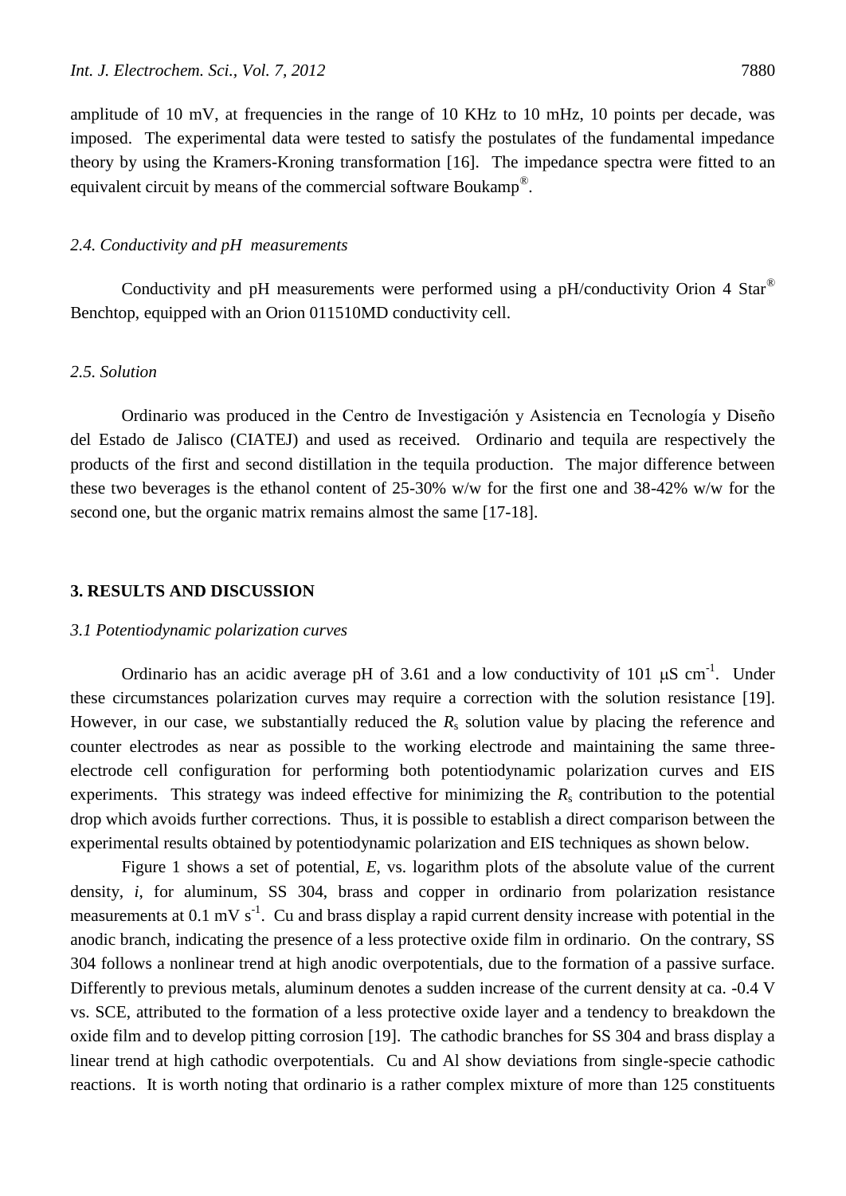amplitude of 10 mV, at frequencies in the range of 10 KHz to 10 mHz, 10 points per decade, was imposed. The experimental data were tested to satisfy the postulates of the fundamental impedance theory by using the Kramers-Kroning transformation [16]. The impedance spectra were fitted to an equivalent circuit by means of the commercial software Boukamp®.

### *2.4. Conductivity and pH measurements*

Conductivity and pH measurements were performed using a pH/conductivity Orion 4 Star® Benchtop, equipped with an Orion 011510MD conductivity cell.

### *2.5. Solution*

Ordinario was produced in the Centro de Investigación y Asistencia en Tecnología y Diseño del Estado de Jalisco (CIATEJ) and used as received. Ordinario and tequila are respectively the products of the first and second distillation in the tequila production. The major difference between these two beverages is the ethanol content of 25-30% w/w for the first one and 38-42% w/w for the second one, but the organic matrix remains almost the same [17-18].

## 3. RESULTS AND DISCUSSION

### *3.1 Potentiodynamic polarization curves*

Ordinario has an acidic average pH of 3.61 and a low conductivity of 101 $\mu$S cm$^{-1}$. Under these circumstances polarization curves may require a correction with the solution resistance [19]. However, in our case, we substantially reduced the $R_s$ solution value by placing the reference and counter electrodes as near as possible to the working electrode and maintaining the same three-electrode cell configuration for performing both potentiodynamic polarization curves and EIS experiments. This strategy was indeed effective for minimizing the $R_s$ contribution to the potential drop which avoids further corrections. Thus, it is possible to establish a direct comparison between the experimental results obtained by potentiodynamic polarization and EIS techniques as shown below.

Figure 1 shows a set of potential, $E$, vs. logarithm plots of the absolute value of the current density, $i$, for aluminum, SS 304, brass and copper in ordinario from polarization resistance measurements at 0.1 mV s$^{-1}$. Cu and brass display a rapid current density increase with potential in the anodic branch, indicating the presence of a less protective oxide film in ordinario. On the contrary, SS 304 follows a nonlinear trend at high anodic overpotentials, due to the formation of a passive surface. Differently to previous metals, aluminum denotes a sudden increase of the current density at ca. -0.4 V vs. SCE, attributed to the formation of a less protective oxide layer and a tendency to breakdown the oxide film and to develop pitting corrosion [19]. The cathodic branches for SS 304 and brass display a linear trend at high cathodic overpotentials. Cu and Al show deviations from single-specie cathodic reactions. It is worth noting that ordinario is a rather complex mixture of more than 125 constituents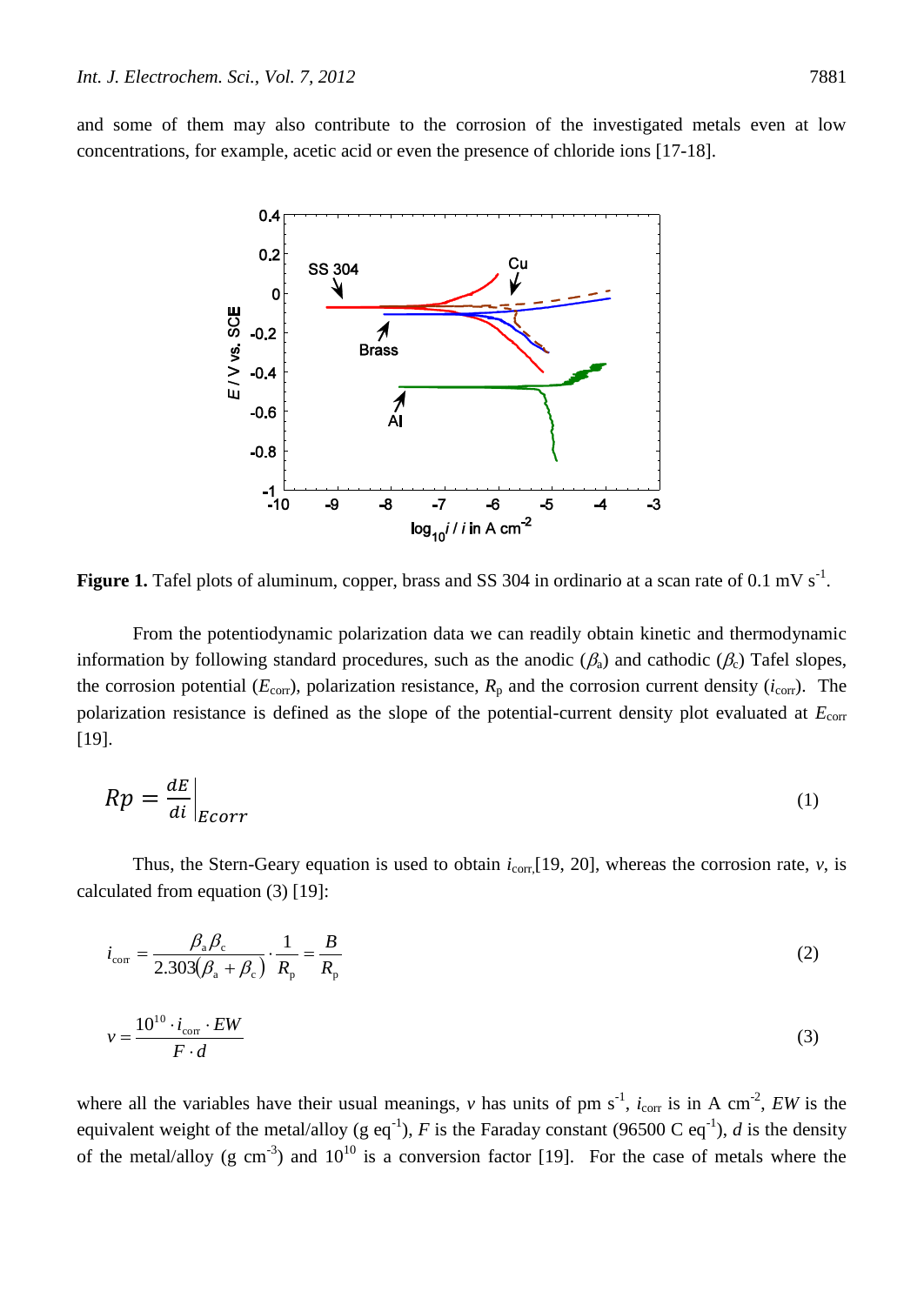and some of them may also contribute to the corrosion of the investigated metals even at low concentrations, for example, acetic acid or even the presence of chloride ions [17-18].

**Figure 1.** Tafel plots of aluminum, copper, brass and SS 304 in ordinario at a scan rate of 0.1 mV $s^{-1}$.

From the potentiodynamic polarization data we can readily obtain kinetic and thermodynamic information by following standard procedures, such as the anodic ($\beta_a$) and cathodic ($\beta_c$) Tafel slopes, the corrosion potential ($E_{corr}$), polarization resistance, $R_p$ and the corrosion current density ($i_{corr}$). The polarization resistance is defined as the slope of the potential-current density plot evaluated at $E_{corr}$ [19].

$$Rp = \left.\frac{dE}{di}\right|_{Ecorr} \tag{1}$$

Thus, the Stern-Geary equation is used to obtain $i_{corr}$,[19, 20], whereas the corrosion rate, $v$, is calculated from equation (3) [19]:

$$i_{corr} = \frac{\beta_a \beta_c}{2.303(\beta_a + \beta_c)} \cdot \frac{1}{R_p} = \frac{B}{R_p} \tag{2}$$

$$v = \frac{10^{10} \cdot i_{corr} \cdot EW}{F \cdot d} \tag{3}$$

where all the variables have their usual meanings, $v$ has units of pm $s^{-1}$, $i_{corr}$ is in A $cm^{-2}$, $EW$ is the equivalent weight of the metal/alloy (g $eq^{-1}$), $F$ is the Faraday constant (96500 C $eq^{-1}$), $d$ is the density of the metal/alloy (g $cm^{-3}$) and $10^{10}$ is a conversion factor [19]. For the case of metals where the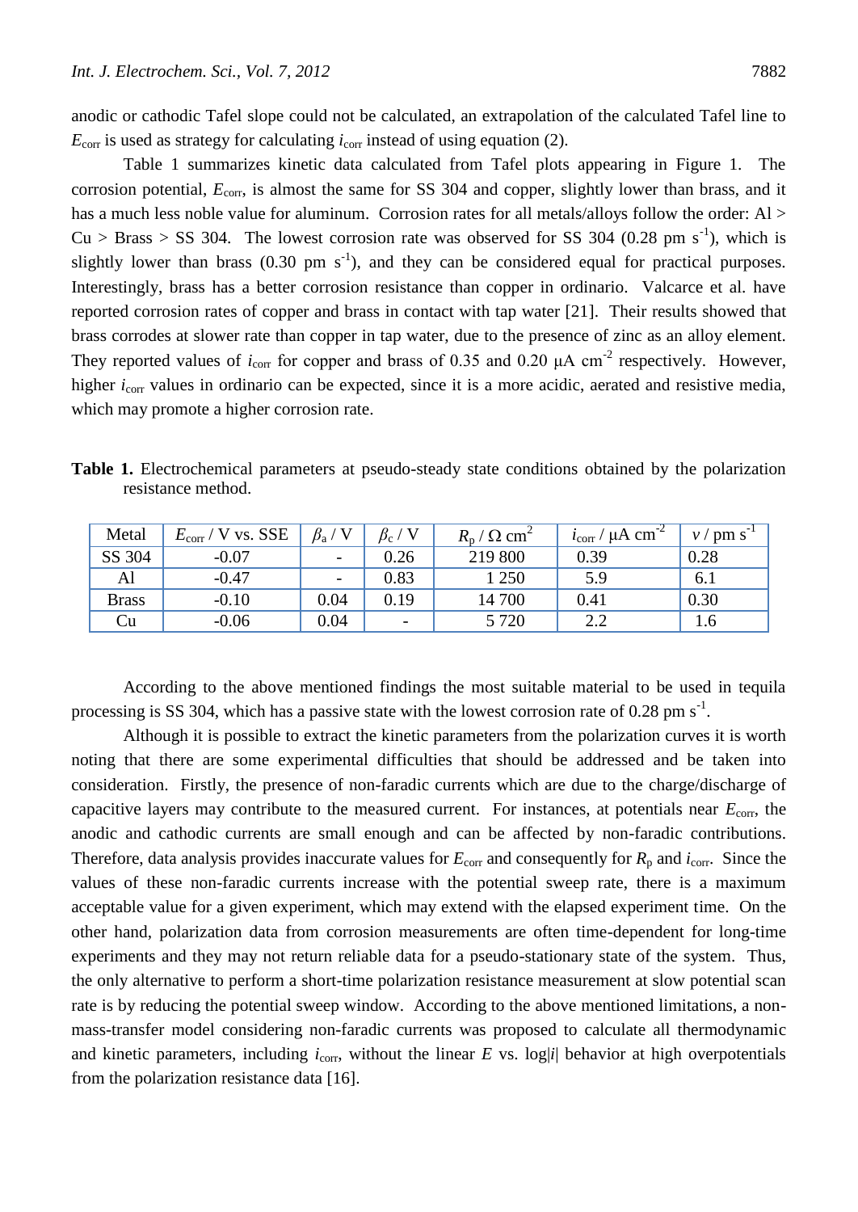anodic or cathodic Tafel slope could not be calculated, an extrapolation of the calculated Tafel line to $E_{corr}$ is used as strategy for calculating $i_{corr}$ instead of using equation (2).

Table 1 summarizes kinetic data calculated from Tafel plots appearing in Figure 1. The corrosion potential, $E_{corr}$, is almost the same for SS 304 and copper, slightly lower than brass, and it has a much less noble value for aluminum. Corrosion rates for all metals/alloys follow the order: Al > Cu > Brass > SS 304. The lowest corrosion rate was observed for SS 304 (0.28 pm $s^{-1}$), which is slightly lower than brass (0.30 pm $s^{-1}$), and they can be considered equal for practical purposes. Interestingly, brass has a better corrosion resistance than copper in ordinario. Valcarce et al. have reported corrosion rates of copper and brass in contact with tap water [21]. Their results showed that brass corrodes at slower rate than copper in tap water, due to the presence of zinc as an alloy element. They reported values of $i_{corr}$ for copper and brass of 0.35 and 0.20 μA $cm^{-2}$ respectively. However, higher $i_{corr}$ values in ordinario can be expected, since it is a more acidic, aerated and resistive media, which may promote a higher corrosion rate.

**Table 1.** Electrochemical parameters at pseudo-steady state conditions obtained by the polarization resistance method.

| Metal | $E_{corr}$ / V vs. SSE | $\beta_a$ / V | $\beta_c$ / V | $R_p$ / Ω $cm^2$ | $i_{corr}$ / μA $cm^{-2}$ | $v$ / pm $s^{-1}$ |
|---|---|---|---|---|---|---|
| SS 304 | -0.07 | - | 0.26 | 219 800 | 0.39 | 0.28 |
| Al | -0.47 | - | 0.83 | 1 250 | 5.9 | 6.1 |
| Brass | -0.10 | 0.04 | 0.19 | 14 700 | 0.41 | 0.30 |
| Cu | -0.06 | 0.04 | - | 5 720 | 2.2 | 1.6 |

According to the above mentioned findings the most suitable material to be used in tequila processing is SS 304, which has a passive state with the lowest corrosion rate of 0.28 pm $s^{-1}$.

Although it is possible to extract the kinetic parameters from the polarization curves it is worth noting that there are some experimental difficulties that should be addressed and be taken into consideration. Firstly, the presence of non-faradic currents which are due to the charge/discharge of capacitive layers may contribute to the measured current. For instances, at potentials near $E_{corr}$, the anodic and cathodic currents are small enough and can be affected by non-faradic contributions. Therefore, data analysis provides inaccurate values for $E_{corr}$ and consequently for $R_p$ and $i_{corr}$. Since the values of these non-faradic currents increase with the potential sweep rate, there is a maximum acceptable value for a given experiment, which may extend with the elapsed experiment time. On the other hand, polarization data from corrosion measurements are often time-dependent for long-time experiments and they may not return reliable data for a pseudo-stationary state of the system. Thus, the only alternative to perform a short-time polarization resistance measurement at slow potential scan rate is by reducing the potential sweep window. According to the above mentioned limitations, a non-mass-transfer model considering non-faradic currents was proposed to calculate all thermodynamic and kinetic parameters, including $i_{corr}$, without the linear $E$ vs. $\log|i|$ behavior at high overpotentials from the polarization resistance data [16].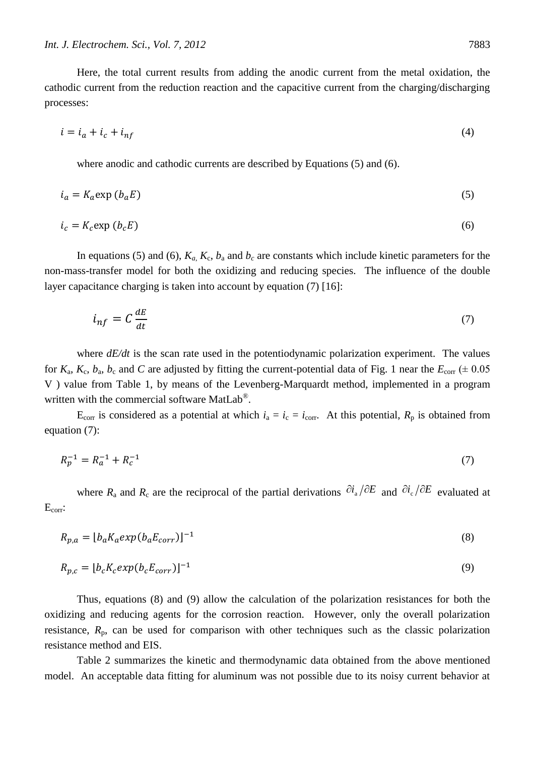Here, the total current results from adding the anodic current from the metal oxidation, the cathodic current from the reduction reaction and the capacitive current from the charging/discharging processes:

$$i = i_a + i_c + i_{nf} \tag{4}$$

where anodic and cathodic currents are described by Equations (5) and (6).

$$i_a = K_a \exp(b_a E) \tag{5}$$

$$i_c = K_c \exp(b_c E) \tag{6}$$

In equations (5) and (6), $K_a$, $K_c$, $b_a$ and $b_c$ are constants which include kinetic parameters for the non-mass-transfer model for both the oxidizing and reducing species. The influence of the double layer capacitance charging is taken into account by equation (7) [16]:

$$i_{nf} = C \frac{dE}{dt} \tag{7}$$

where *dE/dt* is the scan rate used in the potentiodynamic polarization experiment. The values for $K_a$, $K_c$, $b_a$, $b_c$ and $C$ are adjusted by fitting the current-potential data of Fig. 1 near the $E_{corr}$ (± 0.05 V ) value from Table 1, by means of the Levenberg-Marquardt method, implemented in a program written with the commercial software MatLab®.

$E_{corr}$ is considered as a potential at which $i_a = i_c = i_{corr}$. At this potential, $R_p$ is obtained from equation (7):

$$R_p^{-1} = R_a^{-1} + R_c^{-1} \tag{7}$$

where $R_a$ and $R_c$ are the reciprocal of the partial derivations $\partial i_a / \partial E$ and $\partial i_c / \partial E$ evaluated at $E_{corr}$:

$$R_{p,a} = [b_a K_a exp(b_a E_{corr})]^{-1} \tag{8}$$

$$R_{p,c} = [b_c K_c exp(b_c E_{corr})]^{-1} \tag{9}$$

Thus, equations (8) and (9) allow the calculation of the polarization resistances for both the oxidizing and reducing agents for the corrosion reaction. However, only the overall polarization resistance, $R_p$, can be used for comparison with other techniques such as the classic polarization resistance method and EIS.

Table 2 summarizes the kinetic and thermodynamic data obtained from the above mentioned model. An acceptable data fitting for aluminum was not possible due to its noisy current behavior at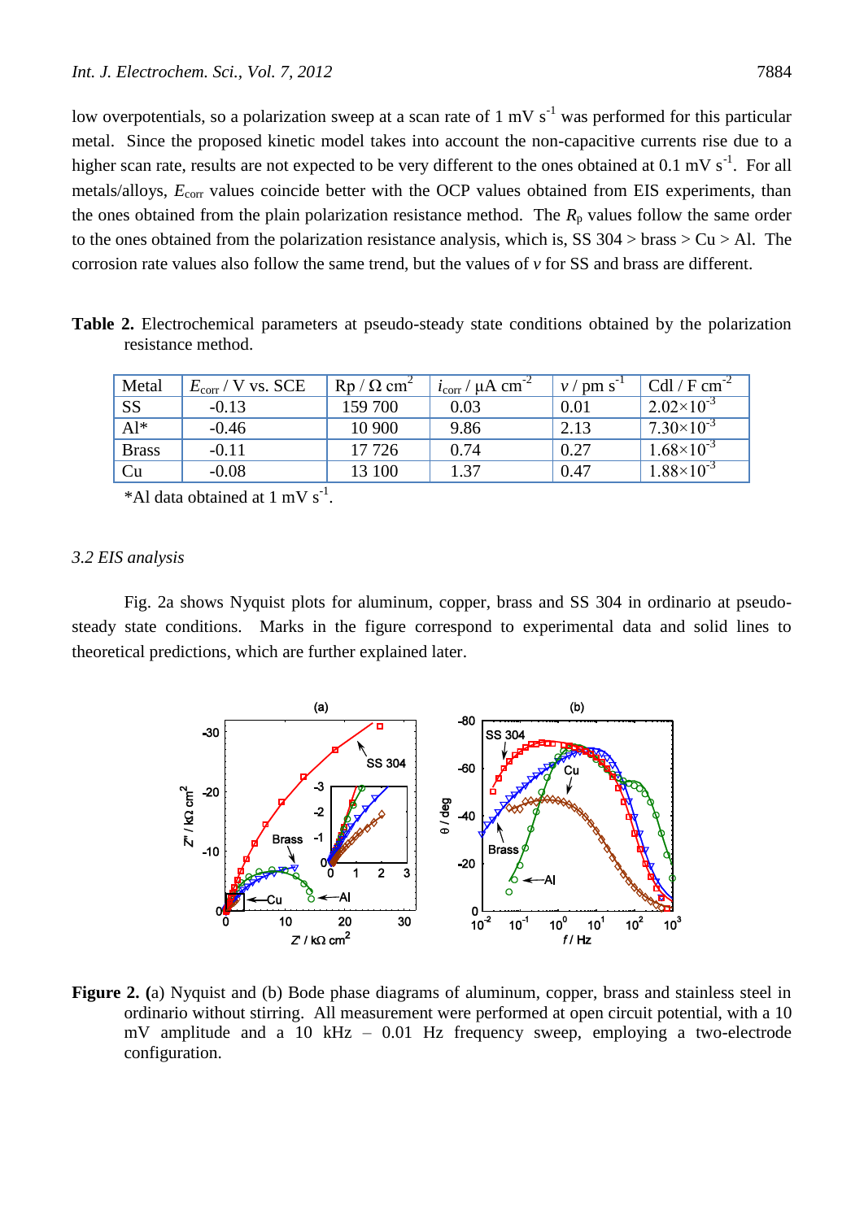low overpotentials, so a polarization sweep at a scan rate of 1 mV s$^{-1}$ was performed for this particular metal. Since the proposed kinetic model takes into account the non-capacitive currents rise due to a higher scan rate, results are not expected to be very different to the ones obtained at 0.1 mV s$^{-1}$. For all metals/alloys, $E_{corr}$ values coincide better with the OCP values obtained from EIS experiments, than the ones obtained from the plain polarization resistance method. The $R_p$ values follow the same order to the ones obtained from the polarization resistance analysis, which is, SS 304 > brass > Cu > Al. The corrosion rate values also follow the same trend, but the values of $v$ for SS and brass are different.

**Table 2.** Electrochemical parameters at pseudo-steady state conditions obtained by the polarization resistance method.

| Metal | $E_{corr}$ / V vs. SCE | Rp / Ω cm$^2$ | $i_{corr}$ / μA cm$^{-2}$ | $v$ / pm s$^{-1}$ | Cdl / F cm$^{-2}$ |
|---|---|---|---|---|---|
| SS | -0.13 | 159 700 | 0.03 | 0.01 | $2.02\times10^{-3}$ |
| Al* | -0.46 | 10 900 | 9.86 | 2.13 | $7.30\times10^{-3}$ |
| Brass | -0.11 | 17 726 | 0.74 | 0.27 | $1.68\times10^{-3}$ |
| Cu | -0.08 | 13 100 | 1.37 | 0.47 | $1.88\times10^{-3}$ |

*Al data obtained at 1 mV s$^{-1}$.

### *3.2 EIS analysis*

Fig. 2a shows Nyquist plots for aluminum, copper, brass and SS 304 in ordinario at pseudo-steady state conditions. Marks in the figure correspond to experimental data and solid lines to theoretical predictions, which are further explained later.

**Figure 2. (**a) Nyquist and (b) Bode phase diagrams of aluminum, copper, brass and stainless steel in ordinario without stirring. All measurement were performed at open circuit potential, with a 10 mV amplitude and a 10 kHz – 0.01 Hz frequency sweep, employing a two-electrode configuration.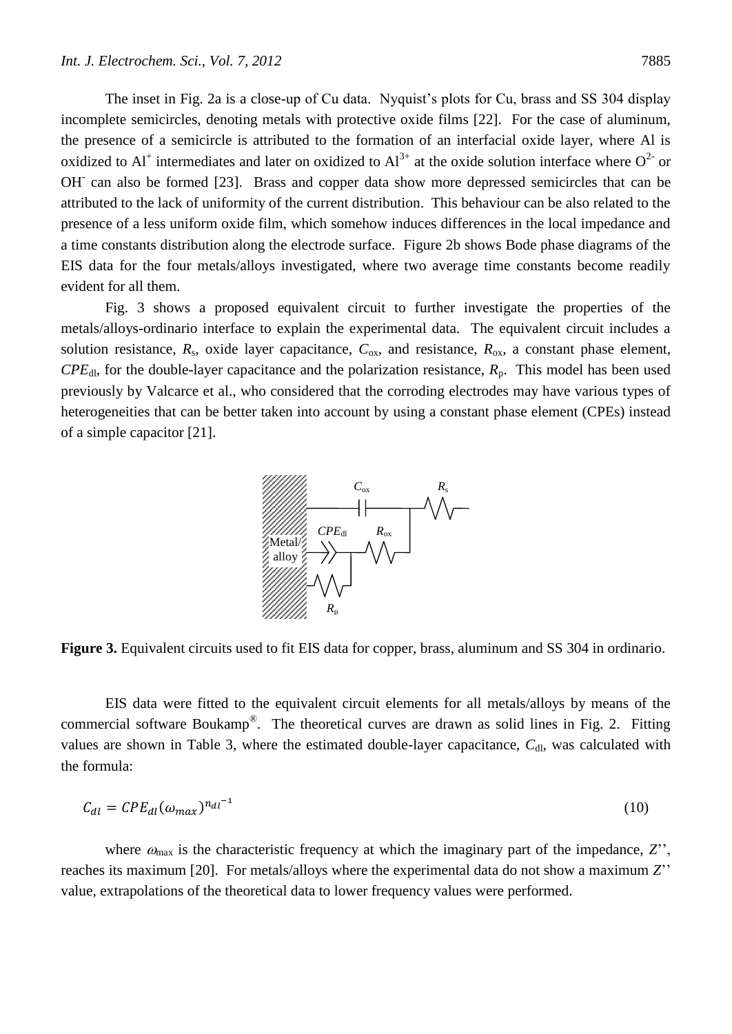The inset in Fig. 2a is a close-up of Cu data. Nyquist's plots for Cu, brass and SS 304 display incomplete semicircles, denoting metals with protective oxide films [22]. For the case of aluminum, the presence of a semicircle is attributed to the formation of an interfacial oxide layer, where Al is oxidized to $Al^{+}$ intermediates and later on oxidized to $Al^{3+}$ at the oxide solution interface where $O^{2-}$ or $OH^{-}$ can also be formed [23]. Brass and copper data show more depressed semicircles that can be attributed to the lack of uniformity of the current distribution. This behaviour can be also related to the presence of a less uniform oxide film, which somehow induces differences in the local impedance and a time constants distribution along the electrode surface. Figure 2b shows Bode phase diagrams of the EIS data for the four metals/alloys investigated, where two average time constants become readily evident for all them.

Fig. 3 shows a proposed equivalent circuit to further investigate the properties of the metals/alloys-ordinario interface to explain the experimental data. The equivalent circuit includes a solution resistance, $R_s$, oxide layer capacitance, $C_{ox}$, and resistance, $R_{ox}$, a constant phase element, $CPE_{dl}$, for the double-layer capacitance and the polarization resistance, $R_p$. This model has been used previously by Valcarce et al., who considered that the corroding electrodes may have various types of heterogeneities that can be better taken into account by using a constant phase element (CPEs) instead of a simple capacitor [21].

**Figure 3.** Equivalent circuits used to fit EIS data for copper, brass, aluminum and SS 304 in ordinario.

EIS data were fitted to the equivalent circuit elements for all metals/alloys by means of the commercial software Boukamp®. The theoretical curves are drawn as solid lines in Fig. 2. Fitting values are shown in Table 3, where the estimated double-layer capacitance, $C_{dl}$, was calculated with the formula:

$$C_{dl} = CPE_{dl}(\omega_{max})^{n_{dl}-1} \tag{10}$$

where $\omega_{max}$ is the characteristic frequency at which the imaginary part of the impedance, $Z''$, reaches its maximum [20]. For metals/alloys where the experimental data do not show a maximum $Z''$ value, extrapolations of the theoretical data to lower frequency values were performed.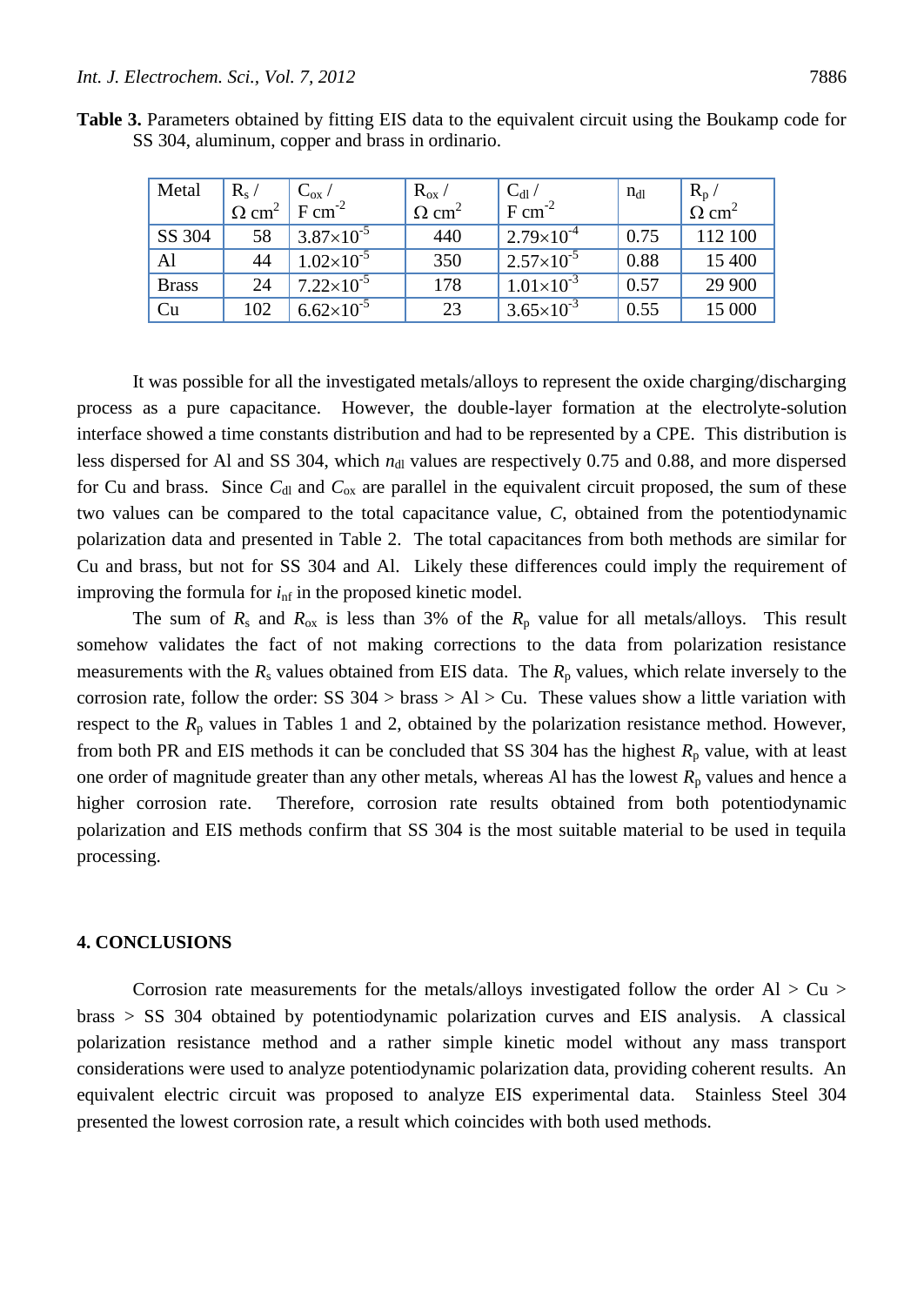**Table 3.** Parameters obtained by fitting EIS data to the equivalent circuit using the Boukamp code for SS 304, aluminum, copper and brass in ordinario.

| Metal | $R_s$ / $\Omega$ cm$^2$ | $C_{ox}$ / F cm$^{-2}$ | $R_{ox}$ / $\Omega$ cm$^2$ | $C_{dl}$ / F cm$^{-2}$ | $n_{dl}$ | $R_p$ / $\Omega$ cm$^2$ |
|---|---|---|---|---|---|---|
| SS 304 | 58 | $3.87\times10^{-5}$ | 440 | $2.79\times10^{-4}$ | 0.75 | 112 100 |
| Al | 44 | $1.02\times10^{-5}$ | 350 | $2.57\times10^{-5}$ | 0.88 | 15 400 |
| Brass | 24 | $7.22\times10^{-5}$ | 178 | $1.01\times10^{-3}$ | 0.57 | 29 900 |
| Cu | 102 | $6.62\times10^{-5}$ | 23 | $3.65\times10^{-3}$ | 0.55 | 15 000 |

It was possible for all the investigated metals/alloys to represent the oxide charging/discharging process as a pure capacitance. However, the double-layer formation at the electrolyte-solution interface showed a time constants distribution and had to be represented by a CPE. This distribution is less dispersed for Al and SS 304, which $n_{dl}$ values are respectively 0.75 and 0.88, and more dispersed for Cu and brass. Since $C_{dl}$ and $C_{ox}$ are parallel in the equivalent circuit proposed, the sum of these two values can be compared to the total capacitance value, $C$, obtained from the potentiodynamic polarization data and presented in Table 2. The total capacitances from both methods are similar for Cu and brass, but not for SS 304 and Al. Likely these differences could imply the requirement of improving the formula for $i_{nf}$ in the proposed kinetic model.

The sum of $R_s$ and $R_{ox}$ is less than 3% of the $R_p$ value for all metals/alloys. This result somehow validates the fact of not making corrections to the data from polarization resistance measurements with the $R_s$ values obtained from EIS data. The $R_p$ values, which relate inversely to the corrosion rate, follow the order: SS 304 > brass > Al > Cu. These values show a little variation with respect to the $R_p$ values in Tables 1 and 2, obtained by the polarization resistance method. However, from both PR and EIS methods it can be concluded that SS 304 has the highest $R_p$ value, with at least one order of magnitude greater than any other metals, whereas Al has the lowest $R_p$ values and hence a higher corrosion rate. Therefore, corrosion rate results obtained from both potentiodynamic polarization and EIS methods confirm that SS 304 is the most suitable material to be used in tequila processing.

## 4. CONCLUSIONS

Corrosion rate measurements for the metals/alloys investigated follow the order Al > Cu > brass > SS 304 obtained by potentiodynamic polarization curves and EIS analysis. A classical polarization resistance method and a rather simple kinetic model without any mass transport considerations were used to analyze potentiodynamic polarization data, providing coherent results. An equivalent electric circuit was proposed to analyze EIS experimental data. Stainless Steel 304 presented the lowest corrosion rate, a result which coincides with both used methods.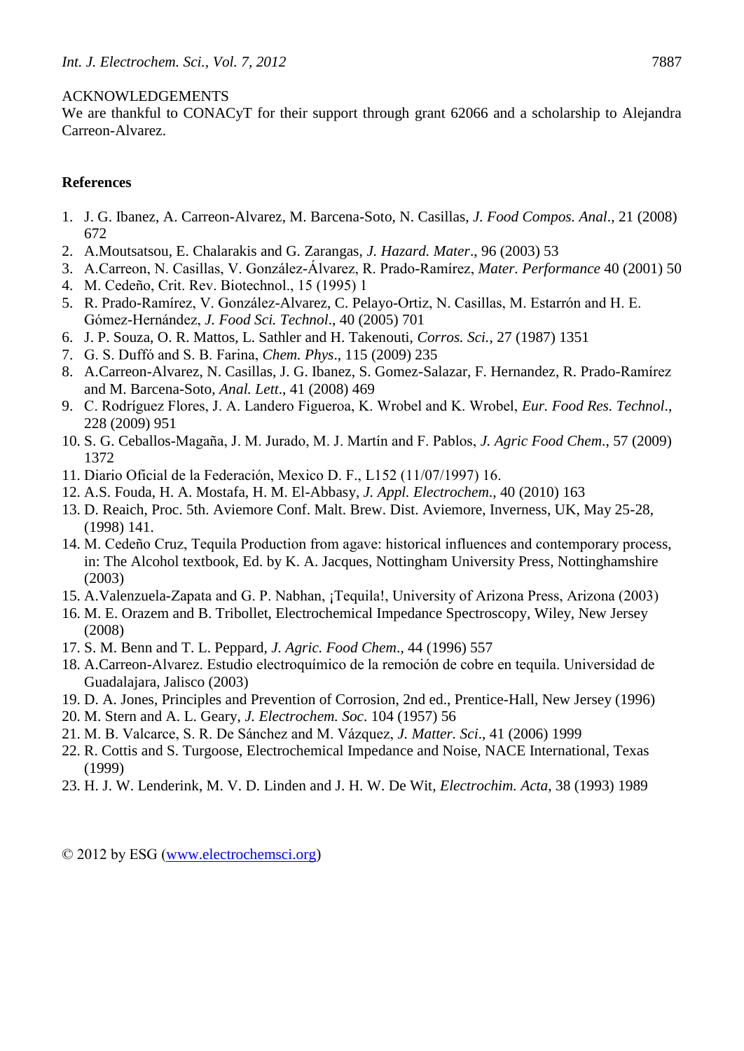ACKNOWLEDGEMENTS

We are thankful to CONACyT for their support through grant 62066 and a scholarship to Alejandra Carreon-Alvarez.

**References**

1. J. G. Ibanez, A. Carreon-Alvarez, M. Barcena-Soto, N. Casillas, *J. Food Compos. Anal*., 21 (2008) 672
2. A.Moutsatsou, E. Chalarakis and G. Zarangas, *J. Hazard. Mater*., 96 (2003) 53
3. A.Carreon, N. Casillas, V. González-Álvarez, R. Prado-Ramírez, *Mater. Performance* 40 (2001) 50
4. M. Cedeño, Crit. Rev. Biotechnol., 15 (1995) 1
5. R. Prado-Ramírez, V. González-Alvarez, C. Pelayo-Ortiz, N. Casillas, M. Estarrón and H. E. Gómez-Hernández, *J. Food Sci. Technol*., 40 (2005) 701
6. J. P. Souza, O. R. Mattos, L. Sathler and H. Takenouti, *Corros. Sci.*, 27 (1987) 1351
7. G. S. Duffó and S. B. Farina, *Chem. Phys*., 115 (2009) 235
8. A.Carreon-Alvarez, N. Casillas, J. G. Ibanez, S. Gomez-Salazar, F. Hernandez, R. Prado-Ramírez and M. Barcena-Soto, *Anal. Lett*., 41 (2008) 469
9. C. Rodríguez Flores, J. A. Landero Figueroa, K. Wrobel and K. Wrobel, *Eur. Food Res. Technol*., 228 (2009) 951
10. S. G. Ceballos-Magaña, J. M. Jurado, M. J. Martín and F. Pablos, *J. Agric Food Chem*., 57 (2009) 1372
11. Diario Oficial de la Federación, Mexico D. F., L152 (11/07/1997) 16.
12. A.S. Fouda, H. A. Mostafa, H. M. El-Abbasy, *J. Appl. Electrochem*., 40 (2010) 163
13. D. Reaich, Proc. 5th. Aviemore Conf. Malt. Brew. Dist. Aviemore, Inverness, UK, May 25-28, (1998) 141.
14. M. Cedeño Cruz, Tequila Production from agave: historical influences and contemporary process, in: The Alcohol textbook, Ed. by K. A. Jacques, Nottingham University Press, Nottinghamshire (2003)
15. A.Valenzuela-Zapata and G. P. Nabhan, ¡Tequila!, University of Arizona Press, Arizona (2003)
16. M. E. Orazem and B. Tribollet, Electrochemical Impedance Spectroscopy, Wiley, New Jersey (2008)
17. S. M. Benn and T. L. Peppard, *J. Agric. Food Chem*., 44 (1996) 557
18. A.Carreon-Alvarez. Estudio electroquímico de la remoción de cobre en tequila. Universidad de Guadalajara, Jalisco (2003)
19. D. A. Jones, Principles and Prevention of Corrosion, 2nd ed., Prentice-Hall, New Jersey (1996)
20. M. Stern and A. L. Geary, *J. Electrochem. Soc*. 104 (1957) 56
21. M. B. Valcarce, S. R. De Sánchez and M. Vázquez, *J. Matter. Sci*., 41 (2006) 1999
22. R. Cottis and S. Turgoose, Electrochemical Impedance and Noise, NACE International, Texas (1999)
23. H. J. W. Lenderink, M. V. D. Linden and J. H. W. De Wit, *Electrochim. Acta*, 38 (1993) 1989

© 2012 by ESG (www.electrochemsci.org)